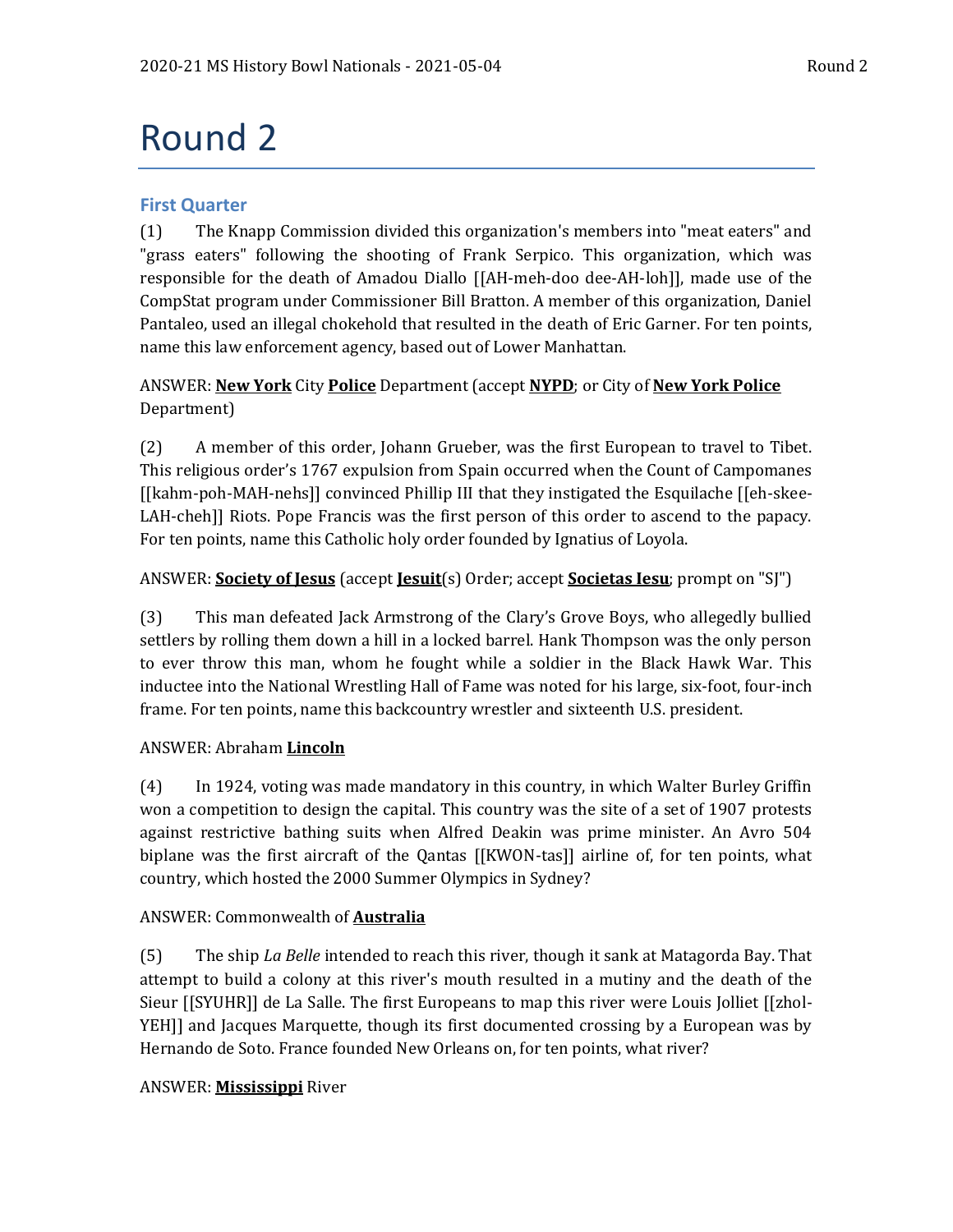# Round 2

## First Quarter

(1) The Knapp Commission divided this organization's members into "meat eaters" and "grass eaters" following the shooting of Frank Serpico. This organization, which was responsible for the death of Amadou Diallo [[AH-meh-doo dee-AH-loh]], made use of the CompStat program under Commissioner Bill Bratton. A member of this organization, Daniel Pantaleo, used an illegal chokehold that resulted in the death of Eric Garner. For ten points, name this law enforcement agency, based out of Lower Manhattan.

ANSWER: **New York** City **Police** Department (accept **NYPD**; or City of **New York Police** Department)

(2) A member of this order, Johann Grueber, was the first European to travel to Tibet. This religious order's 1767 expulsion from Spain occurred when the Count of Campomanes [[kahm-poh-MAH-nehs]] convinced Phillip III that they instigated the Esquilache [[eh-skee-LAH-cheh]] Riots. Pope Francis was the first person of this order to ascend to the papacy. For ten points, name this Catholic holy order founded by Ignatius of Loyola.

ANSWER: **Society of Jesus** (accept **Jesuit**(s) Order; accept **Societas Iesu**; prompt on "SJ")

(3) This man defeated Jack Armstrong of the Clary's Grove Boys, who allegedly bullied settlers by rolling them down a hill in a locked barrel. Hank Thompson was the only person to ever throw this man, whom he fought while a soldier in the Black Hawk War. This inductee into the National Wrestling Hall of Fame was noted for his large, six-foot, four-inch frame. For ten points, name this backcountry wrestler and sixteenth U.S. president.

ANSWER: Abraham **Lincoln**

(4) In 1924, voting was made mandatory in this country, in which Walter Burley Griffin won a competition to design the capital. This country was the site of a set of 1907 protests against restrictive bathing suits when Alfred Deakin was prime minister. An Avro 504 biplane was the first aircraft of the Qantas [[KWON-tas]] airline of, for ten points, what country, which hosted the 2000 Summer Olympics in Sydney?

ANSWER: Commonwealth of **Australia**

(5) The ship *La Belle* intended to reach this river, though it sank at Matagorda Bay. That attempt to build a colony at this river's mouth resulted in a mutiny and the death of the Sieur [[SYUHR]] de La Salle. The first Europeans to map this river were Louis Jolliet [[zhol-YEH]] and Jacques Marquette, though its first documented crossing by a European was by Hernando de Soto. France founded New Orleans on, for ten points, what river?

ANSWER: **Mississippi** River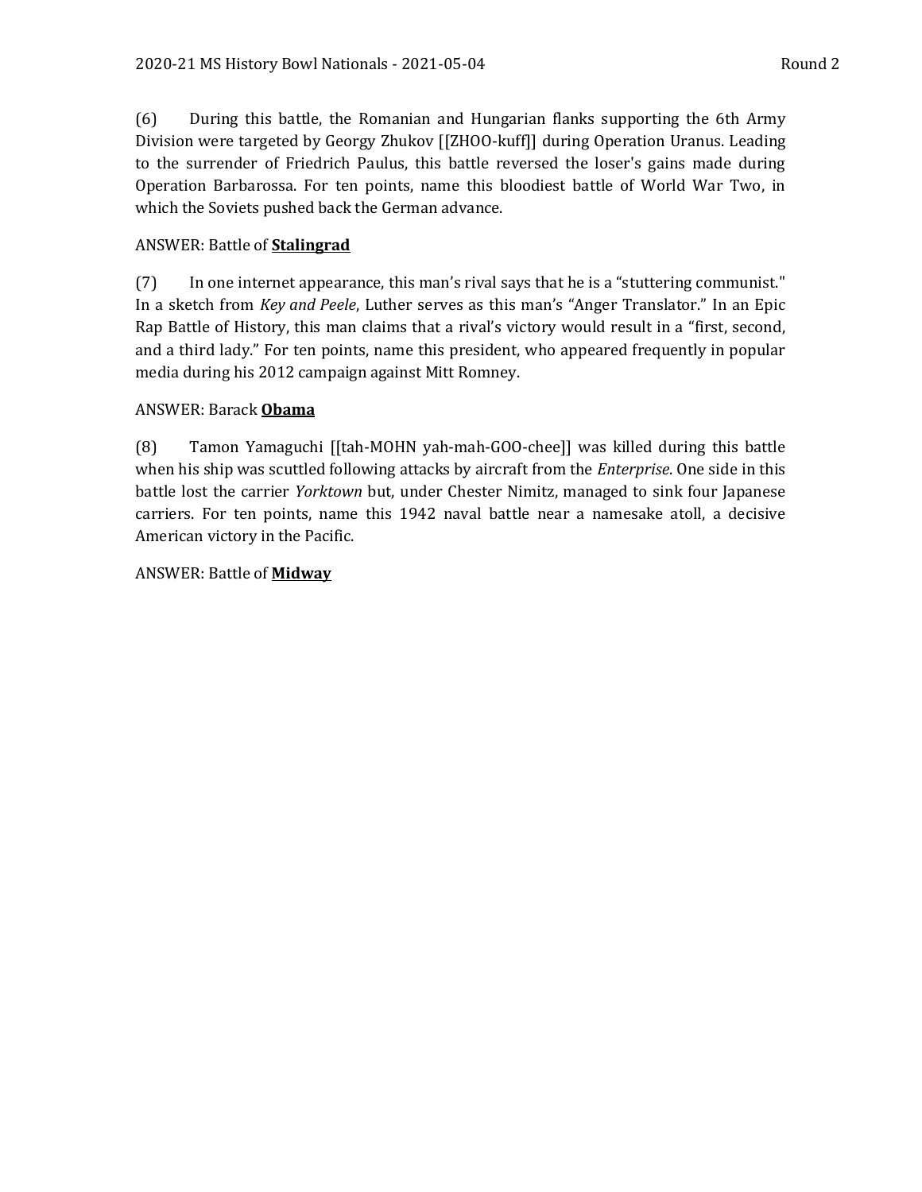(6) During this battle, the Romanian and Hungarian flanks supporting the 6th Army Division were targeted by Georgy Zhukov [[ZHOO-kuff]] during Operation Uranus. Leading to the surrender of Friedrich Paulus, this battle reversed the loser's gains made during Operation Barbarossa. For ten points, name this bloodiest battle of World War Two, in which the Soviets pushed back the German advance.

ANSWER: Battle of **Stalingrad**

(7) In one internet appearance, this man's rival says that he is a "stuttering communist." In a sketch from *Key and Peele*, Luther serves as this man's "Anger Translator." In an Epic Rap Battle of History, this man claims that a rival's victory would result in a "first, second, and a third lady." For ten points, name this president, who appeared frequently in popular media during his 2012 campaign against Mitt Romney.

ANSWER: Barack **Obama**

(8) Tamon Yamaguchi [[tah-MOHN yah-mah-GOO-chee]] was killed during this battle when his ship was scuttled following attacks by aircraft from the *Enterprise*. One side in this battle lost the carrier *Yorktown* but, under Chester Nimitz, managed to sink four Japanese carriers. For ten points, name this 1942 naval battle near a namesake atoll, a decisive American victory in the Pacific.

ANSWER: Battle of **Midway**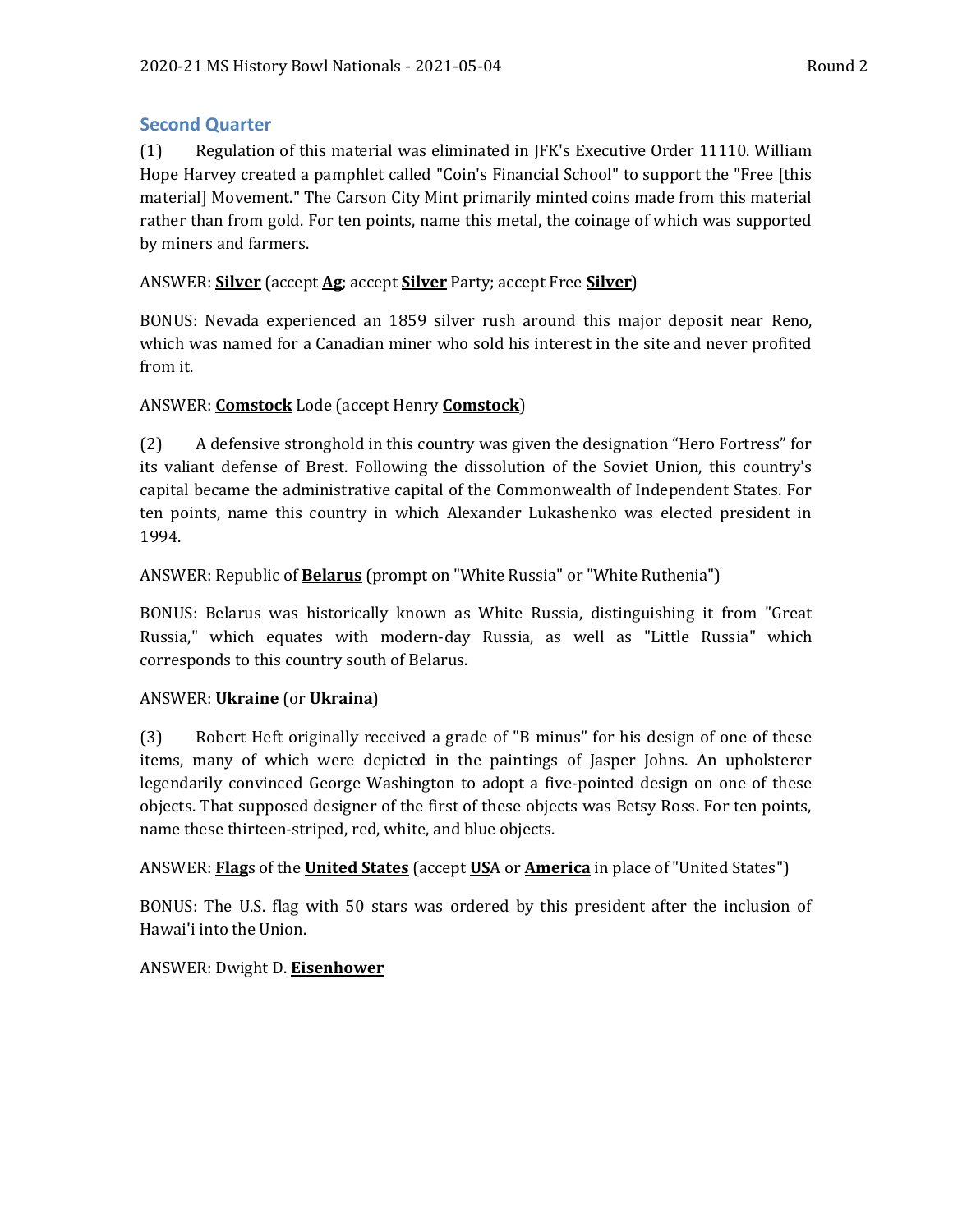## Second Quarter

(1) Regulation of this material was eliminated in JFK's Executive Order 11110. William Hope Harvey created a pamphlet called "Coin's Financial School" to support the "Free [this material] Movement." The Carson City Mint primarily minted coins made from this material rather than from gold. For ten points, name this metal, the coinage of which was supported by miners and farmers.

ANSWER: **Silver** (accept **Ag**; accept **Silver** Party; accept Free **Silver**)

BONUS: Nevada experienced an 1859 silver rush around this major deposit near Reno, which was named for a Canadian miner who sold his interest in the site and never profited from it.

ANSWER: **Comstock** Lode (accept Henry **Comstock**)

(2) A defensive stronghold in this country was given the designation "Hero Fortress" for its valiant defense of Brest. Following the dissolution of the Soviet Union, this country's capital became the administrative capital of the Commonwealth of Independent States. For ten points, name this country in which Alexander Lukashenko was elected president in 1994.

ANSWER: Republic of **Belarus** (prompt on "White Russia" or "White Ruthenia")

BONUS: Belarus was historically known as White Russia, distinguishing it from "Great Russia," which equates with modern-day Russia, as well as "Little Russia" which corresponds to this country south of Belarus.

ANSWER: **Ukraine** (or **Ukraina**)

(3) Robert Heft originally received a grade of "B minus" for his design of one of these items, many of which were depicted in the paintings of Jasper Johns. An upholsterer legendarily convinced George Washington to adopt a five-pointed design on one of these objects. That supposed designer of the first of these objects was Betsy Ross. For ten points, name these thirteen-striped, red, white, and blue objects.

ANSWER: **Flag**s of the **United States** (accept **US**A or **America** in place of "United States")

BONUS: The U.S. flag with 50 stars was ordered by this president after the inclusion of Hawai'i into the Union.

ANSWER: Dwight D. **Eisenhower**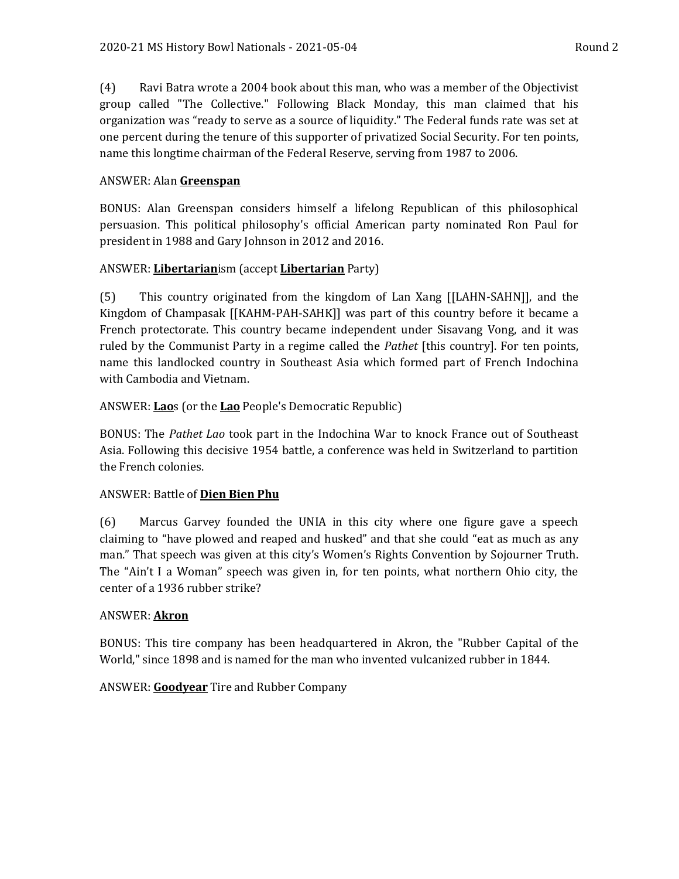(4) Ravi Batra wrote a 2004 book about this man, who was a member of the Objectivist group called "The Collective." Following Black Monday, this man claimed that his organization was "ready to serve as a source of liquidity." The Federal funds rate was set at one percent during the tenure of this supporter of privatized Social Security. For ten points, name this longtime chairman of the Federal Reserve, serving from 1987 to 2006.

ANSWER: Alan **Greenspan**

BONUS: Alan Greenspan considers himself a lifelong Republican of this philosophical persuasion. This political philosophy's official American party nominated Ron Paul for president in 1988 and Gary Johnson in 2012 and 2016.

ANSWER: **Libertarian**ism (accept **Libertarian** Party)

(5) This country originated from the kingdom of Lan Xang [[LAHN-SAHN]], and the Kingdom of Champasak [[KAHM-PAH-SAHK]] was part of this country before it became a French protectorate. This country became independent under Sisavang Vong, and it was ruled by the Communist Party in a regime called the *Pathet* [this country]. For ten points, name this landlocked country in Southeast Asia which formed part of French Indochina with Cambodia and Vietnam.

ANSWER: **Lao**s (or the **Lao** People's Democratic Republic)

BONUS: The *Pathet Lao* took part in the Indochina War to knock France out of Southeast Asia. Following this decisive 1954 battle, a conference was held in Switzerland to partition the French colonies.

ANSWER: Battle of **Dien Bien Phu**

(6) Marcus Garvey founded the UNIA in this city where one figure gave a speech claiming to "have plowed and reaped and husked" and that she could "eat as much as any man." That speech was given at this city's Women's Rights Convention by Sojourner Truth. The "Ain't I a Woman" speech was given in, for ten points, what northern Ohio city, the center of a 1936 rubber strike?

ANSWER: **Akron**

BONUS: This tire company has been headquartered in Akron, the "Rubber Capital of the World," since 1898 and is named for the man who invented vulcanized rubber in 1844.

ANSWER: **Goodyear** Tire and Rubber Company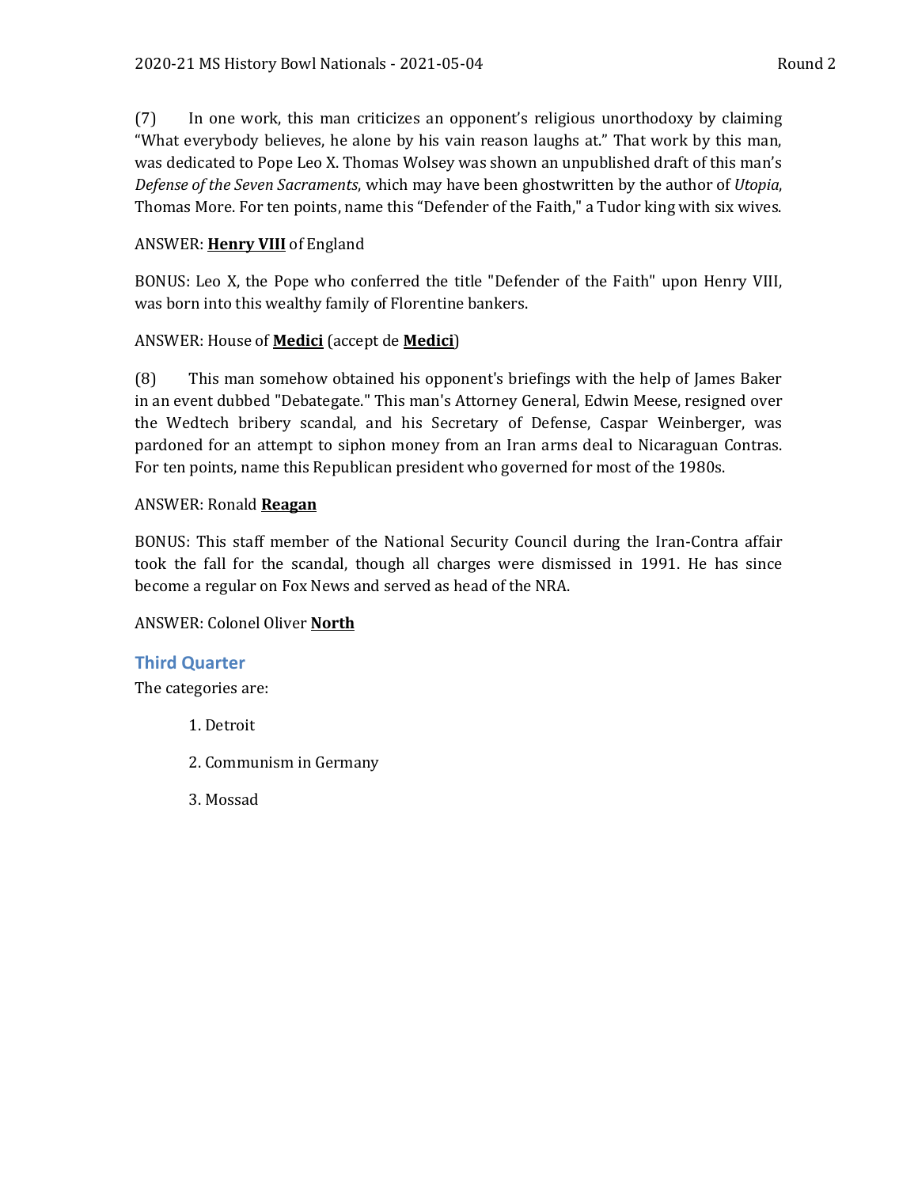(7) In one work, this man criticizes an opponent's religious unorthodoxy by claiming "What everybody believes, he alone by his vain reason laughs at." That work by this man, was dedicated to Pope Leo X. Thomas Wolsey was shown an unpublished draft of this man's *Defense of the Seven Sacraments*, which may have been ghostwritten by the author of *Utopia*, Thomas More. For ten points, name this "Defender of the Faith," a Tudor king with six wives.

ANSWER: **Henry VIII** of England

BONUS: Leo X, the Pope who conferred the title "Defender of the Faith" upon Henry VIII, was born into this wealthy family of Florentine bankers.

ANSWER: House of **Medici** (accept de **Medici**)

(8) This man somehow obtained his opponent's briefings with the help of James Baker in an event dubbed "Debategate." This man's Attorney General, Edwin Meese, resigned over the Wedtech bribery scandal, and his Secretary of Defense, Caspar Weinberger, was pardoned for an attempt to siphon money from an Iran arms deal to Nicaraguan Contras. For ten points, name this Republican president who governed for most of the 1980s.

ANSWER: Ronald **Reagan**

BONUS: This staff member of the National Security Council during the Iran-Contra affair took the fall for the scandal, though all charges were dismissed in 1991. He has since become a regular on Fox News and served as head of the NRA.

ANSWER: Colonel Oliver **North**

## Third Quarter

The categories are:

1. Detroit
2. Communism in Germany
3. Mossad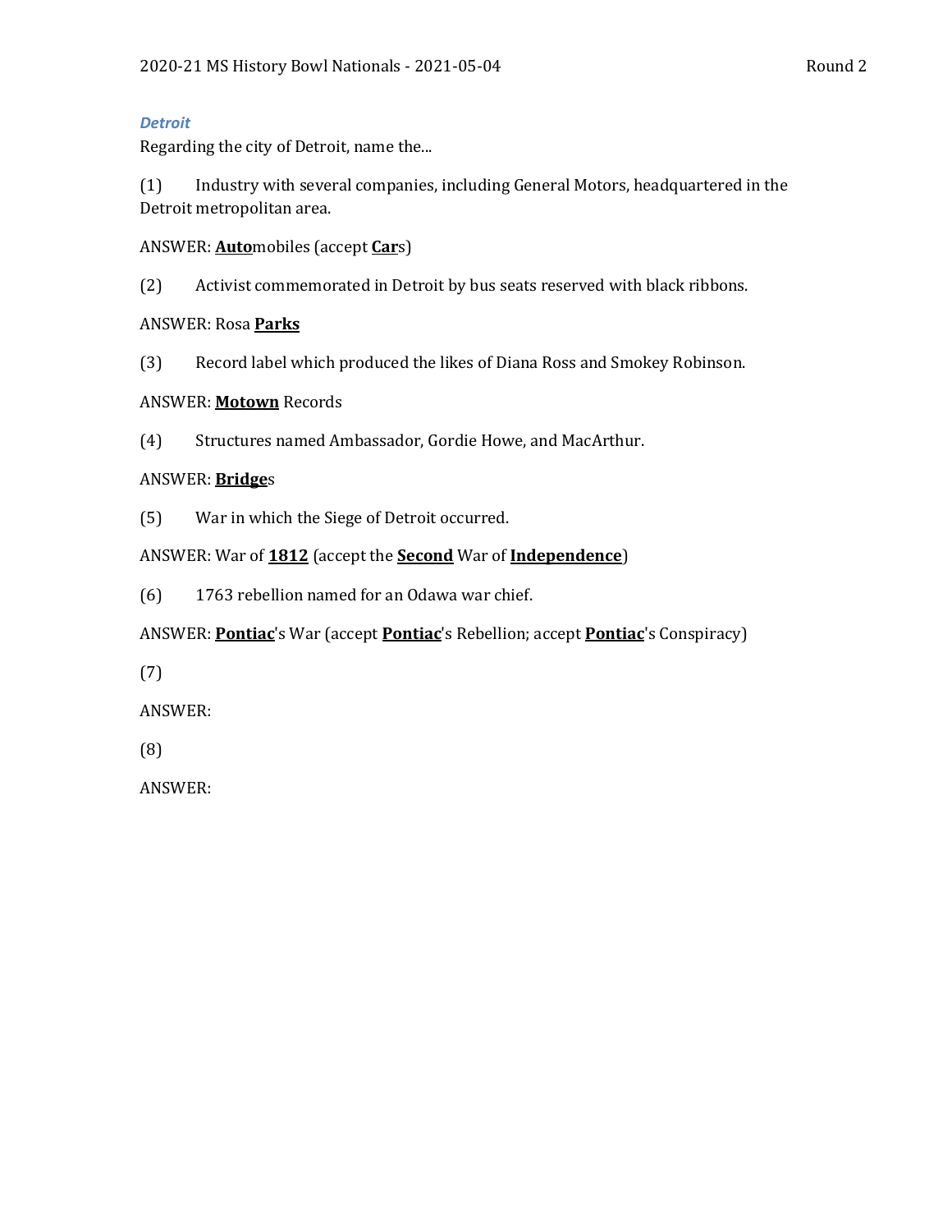### *Detroit*

Regarding the city of Detroit, name the...

(1) Industry with several companies, including General Motors, headquartered in the Detroit metropolitan area.

ANSWER: **<u>Auto</u>**mobiles (accept **<u>Car</u>**s)

(2) Activist commemorated in Detroit by bus seats reserved with black ribbons.

ANSWER: Rosa **<u>Parks</u>**

(3) Record label which produced the likes of Diana Ross and Smokey Robinson.

ANSWER: **<u>Motown</u>** Records

(4) Structures named Ambassador, Gordie Howe, and MacArthur.

ANSWER: **<u>Bridge</u>**s

(5) War in which the Siege of Detroit occurred.

ANSWER: War of **<u>1812</u>** (accept the **<u>Second</u>** War of **<u>Independence</u>**)

(6) 1763 rebellion named for an Odawa war chief.

ANSWER: **<u>Pontiac</u>**'s War (accept **<u>Pontiac</u>**'s Rebellion; accept **<u>Pontiac</u>**'s Conspiracy)

(7)

ANSWER:

(8)

ANSWER: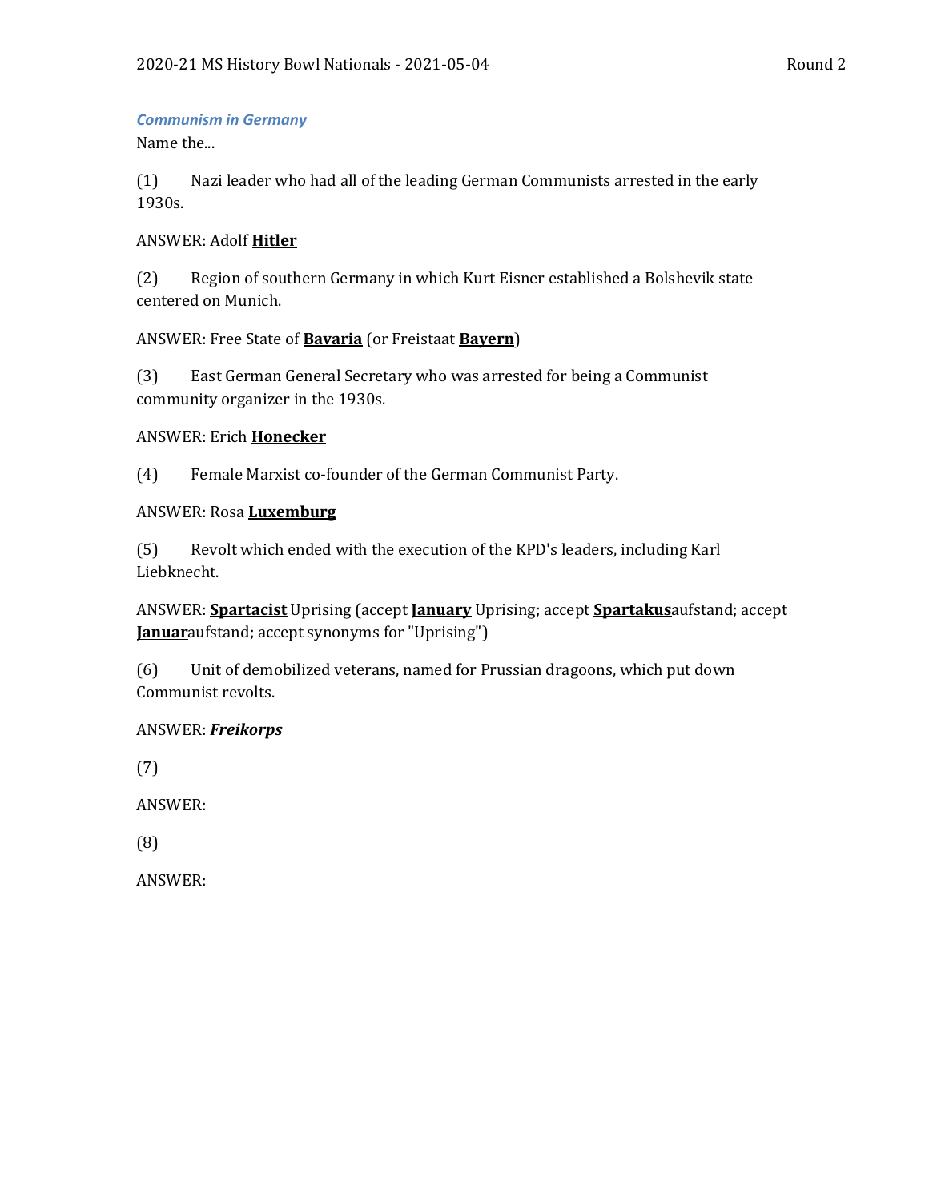### *Communism in Germany*

Name the...

(1) Nazi leader who had all of the leading German Communists arrested in the early 1930s.

ANSWER: Adolf **Hitler**

(2) Region of southern Germany in which Kurt Eisner established a Bolshevik state centered on Munich.

ANSWER: Free State of **Bavaria** (or Freistaat **Bayern**)

(3) East German General Secretary who was arrested for being a Communist community organizer in the 1930s.

ANSWER: Erich **Honecker**

(4) Female Marxist co-founder of the German Communist Party.

ANSWER: Rosa **Luxemburg**

(5) Revolt which ended with the execution of the KPD's leaders, including Karl Liebknecht.

ANSWER: **Spartacist** Uprising (accept **January** Uprising; accept **Spartakus**aufstand; accept **Januar**aufstand; accept synonyms for "Uprising")

(6) Unit of demobilized veterans, named for Prussian dragoons, which put down Communist revolts.

ANSWER: ***Freikorps***

(7)

ANSWER:

(8)

ANSWER: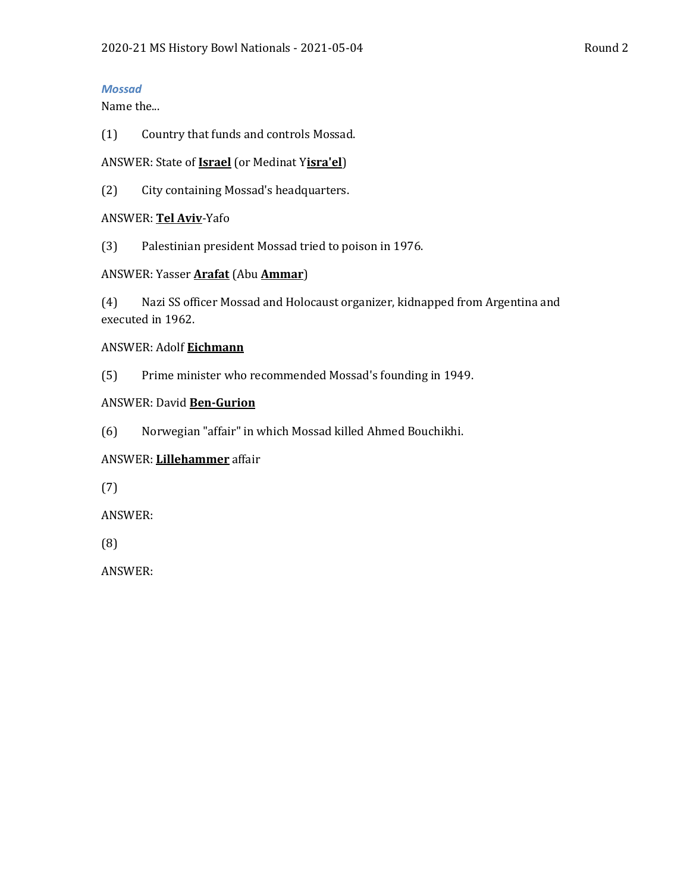*Mossad*

Name the...

(1) Country that funds and controls Mossad.

ANSWER: State of **Israel** (or Medinat Y**isra'el**)

(2) City containing Mossad's headquarters.

ANSWER: **Tel Aviv**-Yafo

(3) Palestinian president Mossad tried to poison in 1976.

ANSWER: Yasser **Arafat** (Abu **Ammar**)

(4) Nazi SS officer Mossad and Holocaust organizer, kidnapped from Argentina and executed in 1962.

ANSWER: Adolf **Eichmann**

(5) Prime minister who recommended Mossad's founding in 1949.

ANSWER: David **Ben-Gurion**

(6) Norwegian "affair" in which Mossad killed Ahmed Bouchikhi.

ANSWER: **Lillehammer** affair

(7)

ANSWER:

(8)

ANSWER: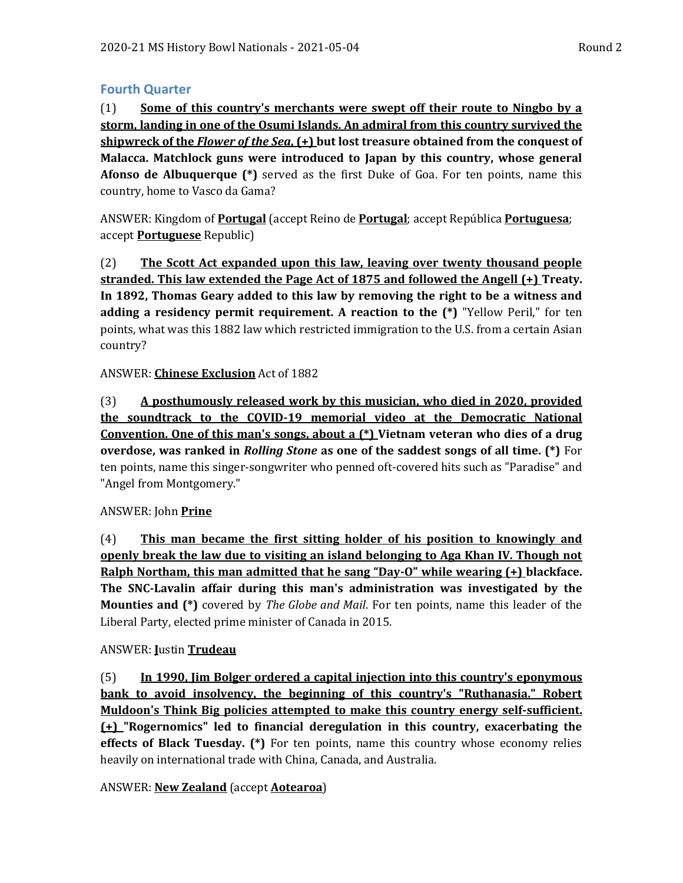## Fourth Quarter

(1) **Some of this country's merchants were swept off their route to Ningbo by a storm, landing in one of the Osumi Islands. An admiral from this country survived the shipwreck of the *Flower of the Sea*, (+) but lost treasure obtained from the conquest of Malacca. Matchlock guns were introduced to Japan by this country, whose general Afonso de Albuquerque (*)** served as the first Duke of Goa. For ten points, name this country, home to Vasco da Gama?

ANSWER: Kingdom of **Portugal** (accept Reino de **Portugal**; accept República **Portuguesa**; accept **Portuguese** Republic)

(2) **The Scott Act expanded upon this law, leaving over twenty thousand people stranded. This law extended the Page Act of 1875 and followed the Angell (+) Treaty. In 1892, Thomas Geary added to this law by removing the right to be a witness and adding a residency permit requirement. A reaction to the (*)** "Yellow Peril," for ten points, what was this 1882 law which restricted immigration to the U.S. from a certain Asian country?

ANSWER: **Chinese Exclusion** Act of 1882

(3) **A posthumously released work by this musician, who died in 2020, provided the soundtrack to the COVID-19 memorial video at the Democratic National Convention. One of this man's songs, about a (*) Vietnam veteran who dies of a drug overdose, was ranked in *Rolling Stone* as one of the saddest songs of all time. (*)** For ten points, name this singer-songwriter who penned oft-covered hits such as "Paradise" and "Angel from Montgomery."

ANSWER: John **Prine**

(4) **This man became the first sitting holder of his position to knowingly and openly break the law due to visiting an island belonging to Aga Khan IV. Though not Ralph Northam, this man admitted that he sang "Day-O" while wearing (+) blackface. The SNC-Lavalin affair during this man's administration was investigated by the Mounties and (*)** covered by *The Globe and Mail*. For ten points, name this leader of the Liberal Party, elected prime minister of Canada in 2015.

ANSWER: **J**ustin **Trudeau**

(5) **In 1990, Jim Bolger ordered a capital injection into this country's eponymous bank to avoid insolvency, the beginning of this country's "Ruthanasia." Robert Muldoon's Think Big policies attempted to make this country energy self-sufficient. (+) "Rogernomics" led to financial deregulation in this country, exacerbating the effects of Black Tuesday. (*)** For ten points, name this country whose economy relies heavily on international trade with China, Canada, and Australia.

ANSWER: **New Zealand** (accept **Aotearoa**)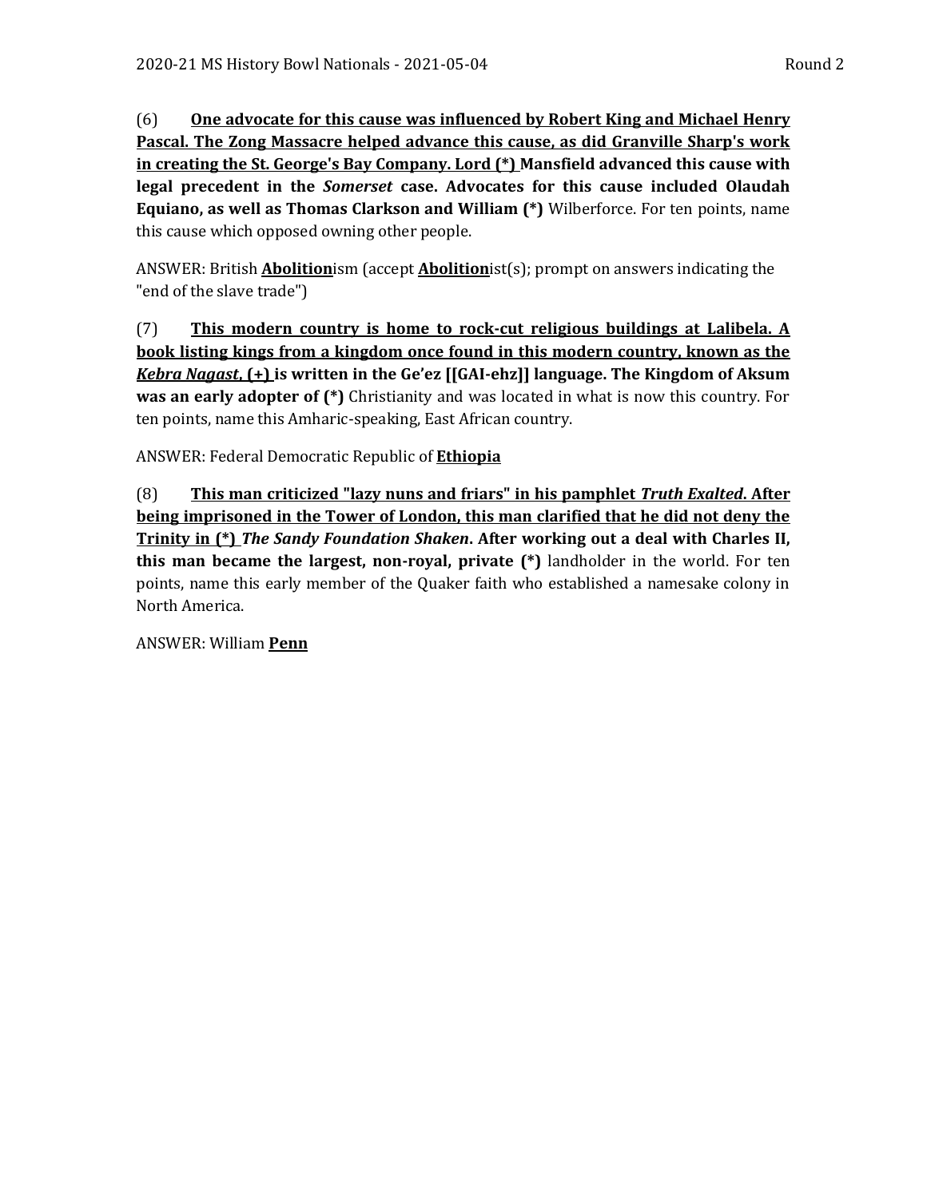(6) **<u>One advocate for this cause was influenced by Robert King and Michael Henry Pascal. The Zong Massacre helped advance this cause, as did Granville Sharp's work in creating the St. George's Bay Company. Lord (*)</u> Mansfield advanced this cause with legal precedent in the *Somerset* case. Advocates for this cause included Olaudah Equiano, as well as Thomas Clarkson and William (*)** Wilberforce. For ten points, name this cause which opposed owning other people.

ANSWER: British **<u>Abolition</u>**ism (accept **<u>Abolition</u>**ist(s); prompt on answers indicating the "end of the slave trade")

(7) **<u>This modern country is home to rock-cut religious buildings at Lalibela. A book listing kings from a kingdom once found in this modern country, known as the *Kebra Nagast*, (+)</u> is written in the Ge'ez [[GAI-ehz]] language. The Kingdom of Aksum was an early adopter of (*)** Christianity and was located in what is now this country. For ten points, name this Amharic-speaking, East African country.

ANSWER: Federal Democratic Republic of **<u>Ethiopia</u>**

(8) **<u>This man criticized "lazy nuns and friars" in his pamphlet *Truth Exalted*. After being imprisoned in the Tower of London, this man clarified that he did not deny the Trinity in (*)</u> *The Sandy Foundation Shaken*. After working out a deal with Charles II, this man became the largest, non-royal, private (*)** landholder in the world. For ten points, name this early member of the Quaker faith who established a namesake colony in North America.

ANSWER: William **<u>Penn</u>**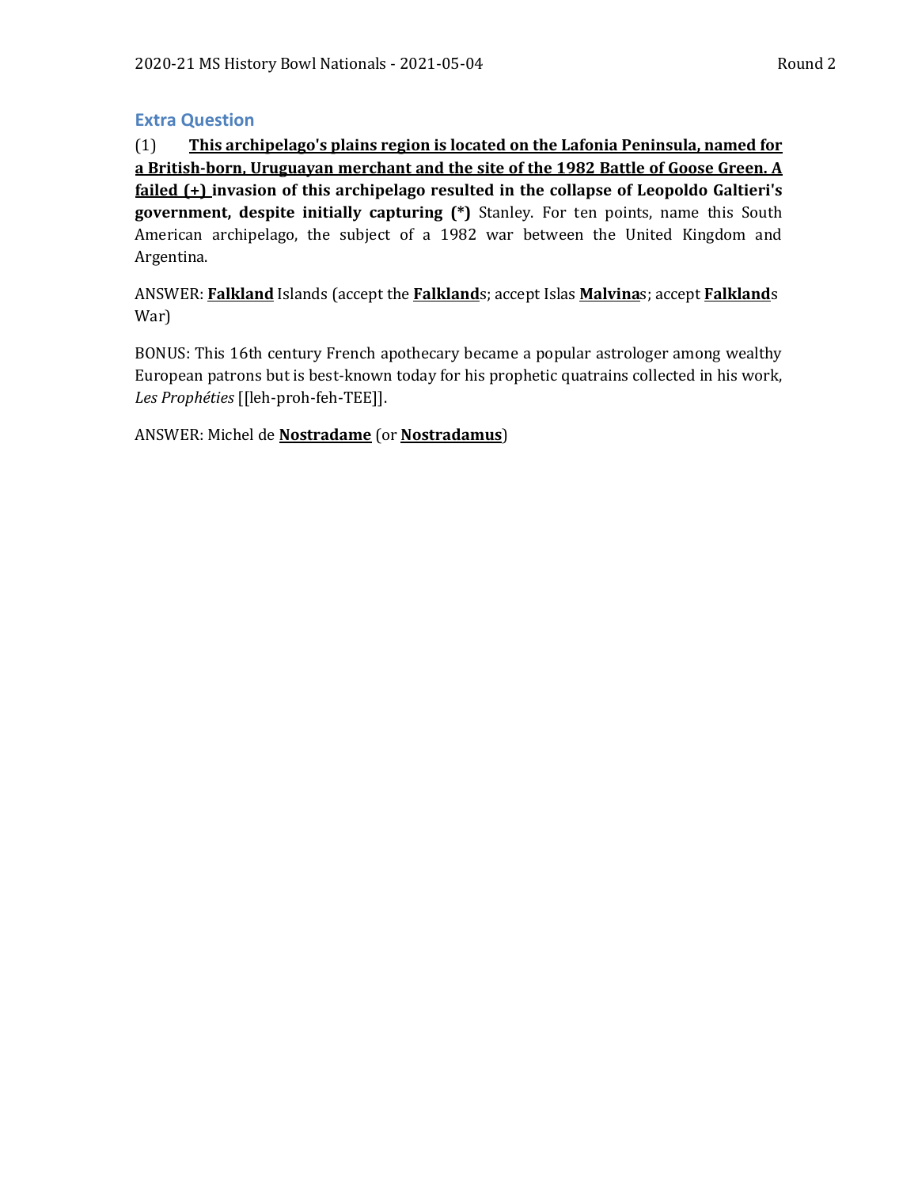## Extra Question

(1) **<u>This archipelago's plains region is located on the Lafonia Peninsula, named for a British-born, Uruguayan merchant and the site of the 1982 Battle of Goose Green. A failed (+)</u> invasion of this archipelago resulted in the collapse of Leopoldo Galtieri's government, despite initially capturing (*)** Stanley. For ten points, name this South American archipelago, the subject of a 1982 war between the United Kingdom and Argentina.

ANSWER: **<u>Falkland</u>** Islands (accept the **<u>Falkland</u>**s; accept Islas **<u>Malvina</u>**s; accept **<u>Falkland</u>**s War)

BONUS: This 16th century French apothecary became a popular astrologer among wealthy European patrons but is best-known today for his prophetic quatrains collected in his work, *Les Prophéties* [[leh-proh-feh-TEE]].

ANSWER: Michel de **<u>Nostradame</u>** (or **<u>Nostradamus</u>**)